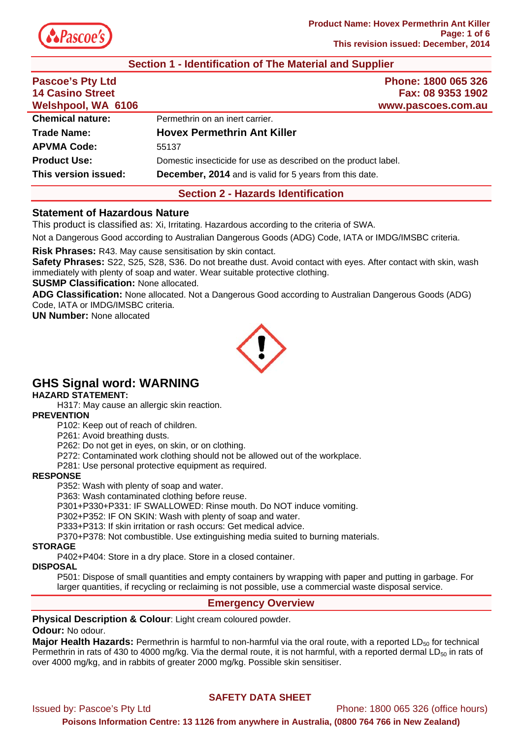## Section 1 - Identification of The Material and Supplier

| Pascoe's Pty Ltd<br>14 Casino Street<br>Welshpool, WA 6106 | Phone: 1800 065 326<br>Fax: 08 9353 1902<br>www.pascoes.com.au |
|---|---|
| **Chemical nature:** | Permethrin on an inert carrier. |
| **Trade Name:** | **Hovex Permethrin Ant Killer** |
| **APVMA Code:** | 55137 |
| **Product Use:** | Domestic insecticide for use as described on the product label. |
| **This version issued:** | **December, 2014** and is valid for 5 years from this date. |

## Section 2 - Hazards Identification

### Statement of Hazardous Nature

This product is classified as: Xi, Irritating. Hazardous according to the criteria of SWA.

Not a Dangerous Good according to Australian Dangerous Goods (ADG) Code, IATA or IMDG/IMSBC criteria.

**Risk Phrases:** R43. May cause sensitisation by skin contact.
**Safety Phrases:** S22, S25, S28, S36. Do not breathe dust. Avoid contact with eyes. After contact with skin, wash immediately with plenty of soap and water. Wear suitable protective clothing.
**SUSMP Classification:** None allocated.
**ADG Classification:** None allocated. Not a Dangerous Good according to Australian Dangerous Goods (ADG) Code, IATA or IMDG/IMSBC criteria.
**UN Number:** None allocated

### GHS Signal word: WARNING

**HAZARD STATEMENT:**

H317: May cause an allergic skin reaction.

**PREVENTION**

P102: Keep out of reach of children.
P261: Avoid breathing dusts.
P262: Do not get in eyes, on skin, or on clothing.
P272: Contaminated work clothing should not be allowed out of the workplace.
P281: Use personal protective equipment as required.

**RESPONSE**

P352: Wash with plenty of soap and water.
P363: Wash contaminated clothing before reuse.
P301+P330+P331: IF SWALLOWED: Rinse mouth. Do NOT induce vomiting.
P302+P352: IF ON SKIN: Wash with plenty of soap and water.
P333+P313: If skin irritation or rash occurs: Get medical advice.
P370+P378: Not combustible. Use extinguishing media suited to burning materials.

**STORAGE**

P402+P404: Store in a dry place. Store in a closed container.

**DISPOSAL**

P501: Dispose of small quantities and empty containers by wrapping with paper and putting in garbage. For larger quantities, if recycling or reclaiming is not possible, use a commercial waste disposal service.

## Emergency Overview

**Physical Description & Colour**: Light cream coloured powder.

**Odour:** No odour.

**Major Health Hazards:** Permethrin is harmful to non-harmful via the oral route, with a reported $LD_{50}$ for technical Permethrin in rats of 430 to 4000 mg/kg. Via the dermal route, it is not harmful, with a reported dermal $LD_{50}$ in rats of over 4000 mg/kg, and in rabbits of greater 2000 mg/kg. Possible skin sensitiser.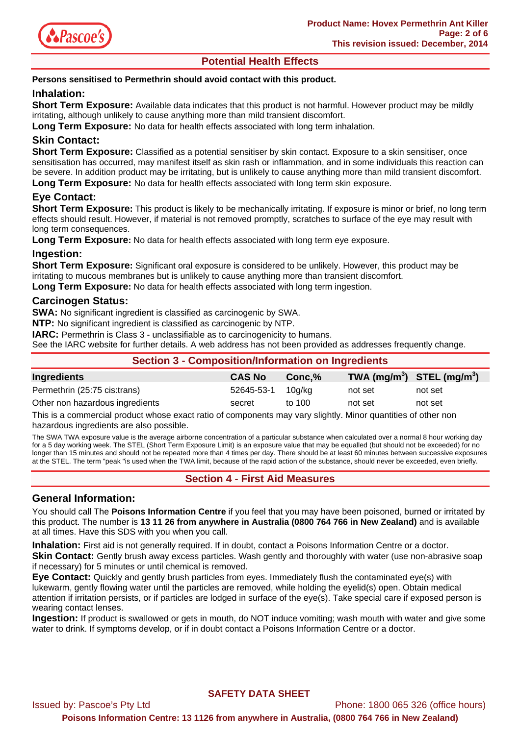## Potential Health Effects

**Persons sensitised to Permethrin should avoid contact with this product.**

### Inhalation:

**Short Term Exposure:** Available data indicates that this product is not harmful. However product may be mildly irritating, although unlikely to cause anything more than mild transient discomfort.

**Long Term Exposure:** No data for health effects associated with long term inhalation.

### Skin Contact:

**Short Term Exposure:** Classified as a potential sensitiser by skin contact. Exposure to a skin sensitiser, once sensitisation has occurred, may manifest itself as skin rash or inflammation, and in some individuals this reaction can be severe. In addition product may be irritating, but is unlikely to cause anything more than mild transient discomfort.

**Long Term Exposure:** No data for health effects associated with long term skin exposure.

### Eye Contact:

**Short Term Exposure:** This product is likely to be mechanically irritating. If exposure is minor or brief, no long term effects should result. However, if material is not removed promptly, scratches to surface of the eye may result with long term consequences.

**Long Term Exposure:** No data for health effects associated with long term eye exposure.

### Ingestion:

**Short Term Exposure:** Significant oral exposure is considered to be unlikely. However, this product may be irritating to mucous membranes but is unlikely to cause anything more than transient discomfort.

**Long Term Exposure:** No data for health effects associated with long term ingestion.

### Carcinogen Status:

**SWA:** No significant ingredient is classified as carcinogenic by SWA.

**NTP:** No significant ingredient is classified as carcinogenic by NTP.

**IARC:** Permethrin is Class 3 - unclassifiable as to carcinogenicity to humans.

See the IARC website for further details. A web address has not been provided as addresses frequently change.

## Section 3 - Composition/Information on Ingredients

| Ingredients | CAS No | Conc,% | TWA ($mg/m^3$) | STEL ($mg/m^3$) |
|---|---|---|---|---|
| Permethrin (25:75 cis:trans) | 52645-53-1 | 10g/kg | not set | not set |
| Other non hazardous ingredients | secret | to 100 | not set | not set |

This is a commercial product whose exact ratio of components may vary slightly. Minor quantities of other non hazardous ingredients are also possible.

The SWA TWA exposure value is the average airborne concentration of a particular substance when calculated over a normal 8 hour working day for a 5 day working week. The STEL (Short Term Exposure Limit) is an exposure value that may be equalled (but should not be exceeded) for no longer than 15 minutes and should not be repeated more than 4 times per day. There should be at least 60 minutes between successive exposures at the STEL. The term "peak "is used when the TWA limit, because of the rapid action of the substance, should never be exceeded, even briefly.

## Section 4 - First Aid Measures

### General Information:

You should call The **Poisons Information Centre** if you feel that you may have been poisoned, burned or irritated by this product. The number is **13 11 26 from anywhere in Australia (0800 764 766 in New Zealand)** and is available at all times. Have this SDS with you when you call.

**Inhalation:** First aid is not generally required. If in doubt, contact a Poisons Information Centre or a doctor.

**Skin Contact:** Gently brush away excess particles. Wash gently and thoroughly with water (use non-abrasive soap if necessary) for 5 minutes or until chemical is removed.

**Eye Contact:** Quickly and gently brush particles from eyes. Immediately flush the contaminated eye(s) with lukewarm, gently flowing water until the particles are removed, while holding the eyelid(s) open. Obtain medical attention if irritation persists, or if particles are lodged in surface of the eye(s). Take special care if exposed person is wearing contact lenses.

**Ingestion:** If product is swallowed or gets in mouth, do NOT induce vomiting; wash mouth with water and give some water to drink. If symptoms develop, or if in doubt contact a Poisons Information Centre or a doctor.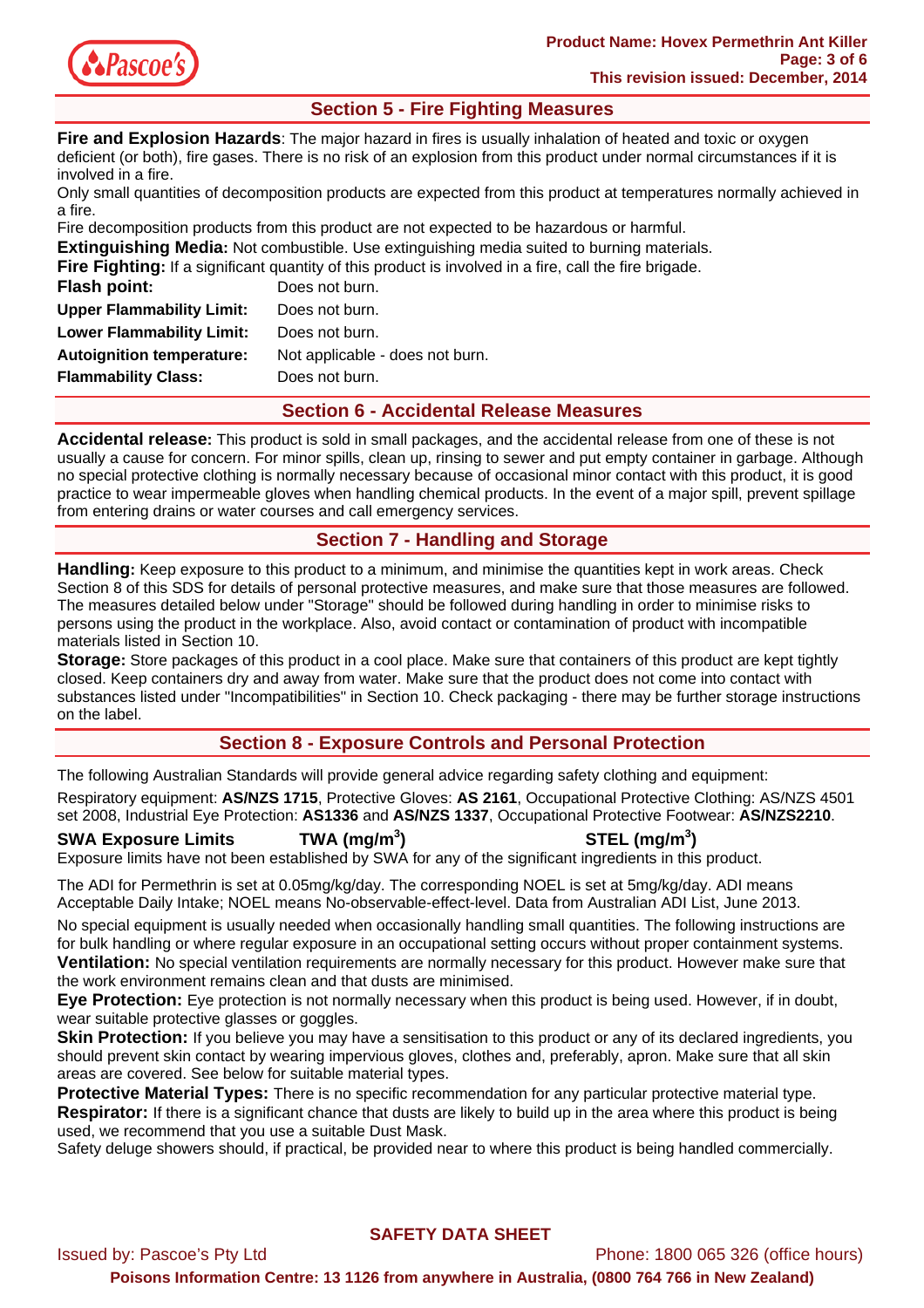## Section 5 - Fire Fighting Measures

**Fire and Explosion Hazards**: The major hazard in fires is usually inhalation of heated and toxic or oxygen deficient (or both), fire gases. There is no risk of an explosion from this product under normal circumstances if it is involved in a fire.

Only small quantities of decomposition products are expected from this product at temperatures normally achieved in a fire.

Fire decomposition products from this product are not expected to be hazardous or harmful.

**Extinguishing Media:** Not combustible. Use extinguishing media suited to burning materials.

**Fire Fighting:** If a significant quantity of this product is involved in a fire, call the fire brigade.

| | |
|---|---|
| **Flash point:** | Does not burn. |
| **Upper Flammability Limit:** | Does not burn. |
| **Lower Flammability Limit:** | Does not burn. |
| **Autoignition temperature:** | Not applicable - does not burn. |
| **Flammability Class:** | Does not burn. |

## Section 6 - Accidental Release Measures

**Accidental release:** This product is sold in small packages, and the accidental release from one of these is not usually a cause for concern. For minor spills, clean up, rinsing to sewer and put empty container in garbage. Although no special protective clothing is normally necessary because of occasional minor contact with this product, it is good practice to wear impermeable gloves when handling chemical products. In the event of a major spill, prevent spillage from entering drains or water courses and call emergency services.

## Section 7 - Handling and Storage

**Handling:** Keep exposure to this product to a minimum, and minimise the quantities kept in work areas. Check Section 8 of this SDS for details of personal protective measures, and make sure that those measures are followed. The measures detailed below under "Storage" should be followed during handling in order to minimise risks to persons using the product in the workplace. Also, avoid contact or contamination of product with incompatible materials listed in Section 10.

**Storage:** Store packages of this product in a cool place. Make sure that containers of this product are kept tightly closed. Keep containers dry and away from water. Make sure that the product does not come into contact with substances listed under "Incompatibilities" in Section 10. Check packaging - there may be further storage instructions on the label.

## Section 8 - Exposure Controls and Personal Protection

The following Australian Standards will provide general advice regarding safety clothing and equipment:

Respiratory equipment: **AS/NZS 1715**, Protective Gloves: **AS 2161**, Occupational Protective Clothing: AS/NZS 4501 set 2008, Industrial Eye Protection: **AS1336** and **AS/NZS 1337**, Occupational Protective Footwear: **AS/NZS2210**.

| **SWA Exposure Limits** | **TWA (mg/m$^3$)** | **STEL (mg/m$^3$)** |
|---|---|---|

Exposure limits have not been established by SWA for any of the significant ingredients in this product.

The ADI for Permethrin is set at 0.05mg/kg/day. The corresponding NOEL is set at 5mg/kg/day. ADI means Acceptable Daily Intake; NOEL means No-observable-effect-level. Data from Australian ADI List, June 2013.

No special equipment is usually needed when occasionally handling small quantities. The following instructions are for bulk handling or where regular exposure in an occupational setting occurs without proper containment systems.

**Ventilation:** No special ventilation requirements are normally necessary for this product. However make sure that the work environment remains clean and that dusts are minimised.

**Eye Protection:** Eye protection is not normally necessary when this product is being used. However, if in doubt, wear suitable protective glasses or goggles.

**Skin Protection:** If you believe you may have a sensitisation to this product or any of its declared ingredients, you should prevent skin contact by wearing impervious gloves, clothes and, preferably, apron. Make sure that all skin areas are covered. See below for suitable material types.

**Protective Material Types:** There is no specific recommendation for any particular protective material type.

**Respirator:** If there is a significant chance that dusts are likely to build up in the area where this product is being used, we recommend that you use a suitable Dust Mask.

Safety deluge showers should, if practical, be provided near to where this product is being handled commercially.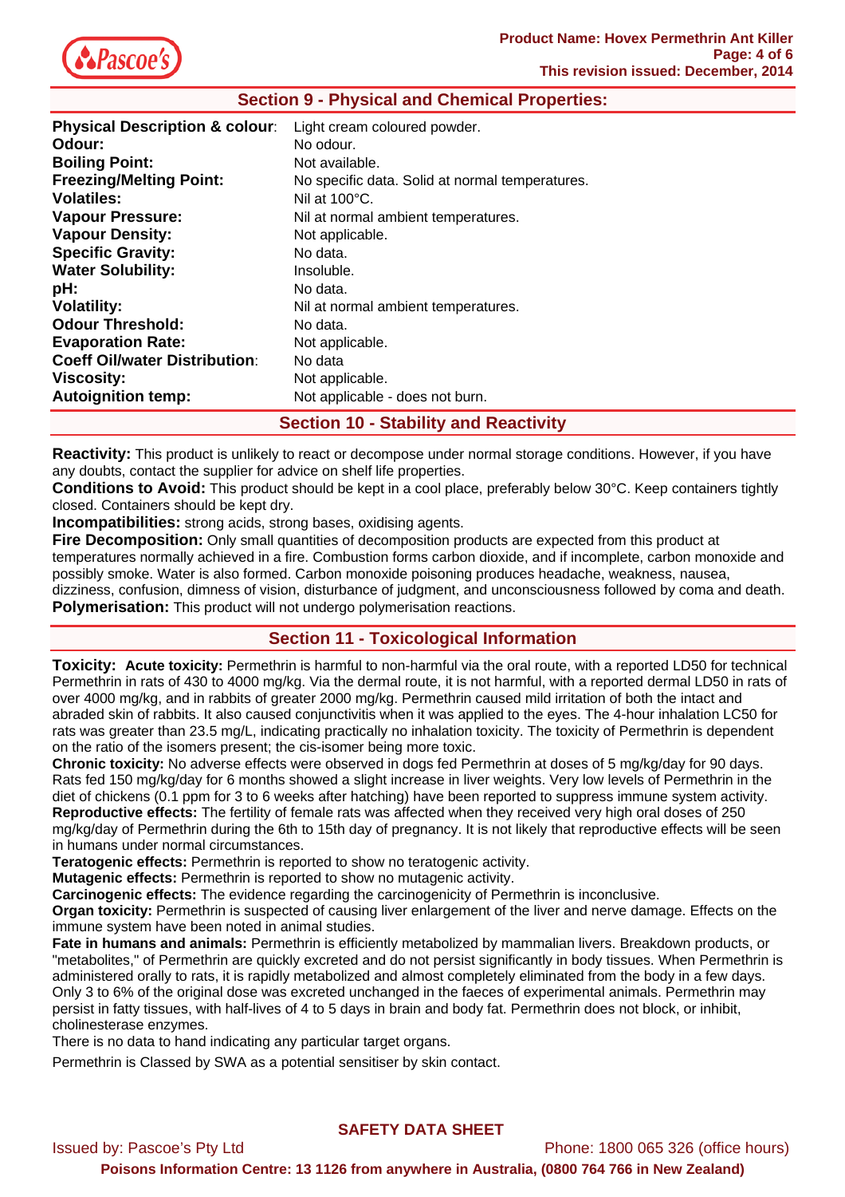## Section 9 - Physical and Chemical Properties:

| | |
|---|---|
| **Physical Description & colour**: | Light cream coloured powder. |
| **Odour:** | No odour. |
| **Boiling Point:** | Not available. |
| **Freezing/Melting Point:** | No specific data. Solid at normal temperatures. |
| **Volatiles:** | Nil at 100°C. |
| **Vapour Pressure:** | Nil at normal ambient temperatures. |
| **Vapour Density:** | Not applicable. |
| **Specific Gravity:** | No data. |
| **Water Solubility:** | Insoluble. |
| **pH:** | No data. |
| **Volatility:** | Nil at normal ambient temperatures. |
| **Odour Threshold:** | No data. |
| **Evaporation Rate:** | Not applicable. |
| **Coeff Oil/water Distribution**: | No data |
| **Viscosity:** | Not applicable. |
| **Autoignition temp:** | Not applicable - does not burn. |

## Section 10 - Stability and Reactivity

**Reactivity:** This product is unlikely to react or decompose under normal storage conditions. However, if you have any doubts, contact the supplier for advice on shelf life properties.

**Conditions to Avoid:** This product should be kept in a cool place, preferably below 30°C. Keep containers tightly closed. Containers should be kept dry.

**Incompatibilities:** strong acids, strong bases, oxidising agents.

**Fire Decomposition:** Only small quantities of decomposition products are expected from this product at temperatures normally achieved in a fire. Combustion forms carbon dioxide, and if incomplete, carbon monoxide and possibly smoke. Water is also formed. Carbon monoxide poisoning produces headache, weakness, nausea, dizziness, confusion, dimness of vision, disturbance of judgment, and unconsciousness followed by coma and death.

**Polymerisation:** This product will not undergo polymerisation reactions.

## Section 11 - Toxicological Information

**Toxicity: Acute toxicity:** Permethrin is harmful to non-harmful via the oral route, with a reported LD50 for technical Permethrin in rats of 430 to 4000 mg/kg. Via the dermal route, it is not harmful, with a reported dermal LD50 in rats of over 4000 mg/kg, and in rabbits of greater 2000 mg/kg. Permethrin caused mild irritation of both the intact and abraded skin of rabbits. It also caused conjunctivitis when it was applied to the eyes. The 4-hour inhalation LC50 for rats was greater than 23.5 mg/L, indicating practically no inhalation toxicity. The toxicity of Permethrin is dependent on the ratio of the isomers present; the cis-isomer being more toxic.

**Chronic toxicity:** No adverse effects were observed in dogs fed Permethrin at doses of 5 mg/kg/day for 90 days. Rats fed 150 mg/kg/day for 6 months showed a slight increase in liver weights. Very low levels of Permethrin in the diet of chickens (0.1 ppm for 3 to 6 weeks after hatching) have been reported to suppress immune system activity.

**Reproductive effects:** The fertility of female rats was affected when they received very high oral doses of 250 mg/kg/day of Permethrin during the 6th to 15th day of pregnancy. It is not likely that reproductive effects will be seen in humans under normal circumstances.

**Teratogenic effects:** Permethrin is reported to show no teratogenic activity.

**Mutagenic effects:** Permethrin is reported to show no mutagenic activity.

**Carcinogenic effects:** The evidence regarding the carcinogenicity of Permethrin is inconclusive.

**Organ toxicity:** Permethrin is suspected of causing liver enlargement of the liver and nerve damage. Effects on the immune system have been noted in animal studies.

**Fate in humans and animals:** Permethrin is efficiently metabolized by mammalian livers. Breakdown products, or "metabolites," of Permethrin are quickly excreted and do not persist significantly in body tissues. When Permethrin is administered orally to rats, it is rapidly metabolized and almost completely eliminated from the body in a few days. Only 3 to 6% of the original dose was excreted unchanged in the faeces of experimental animals. Permethrin may persist in fatty tissues, with half-lives of 4 to 5 days in brain and body fat. Permethrin does not block, or inhibit, cholinesterase enzymes.

There is no data to hand indicating any particular target organs.

Permethrin is Classed by SWA as a potential sensitiser by skin contact.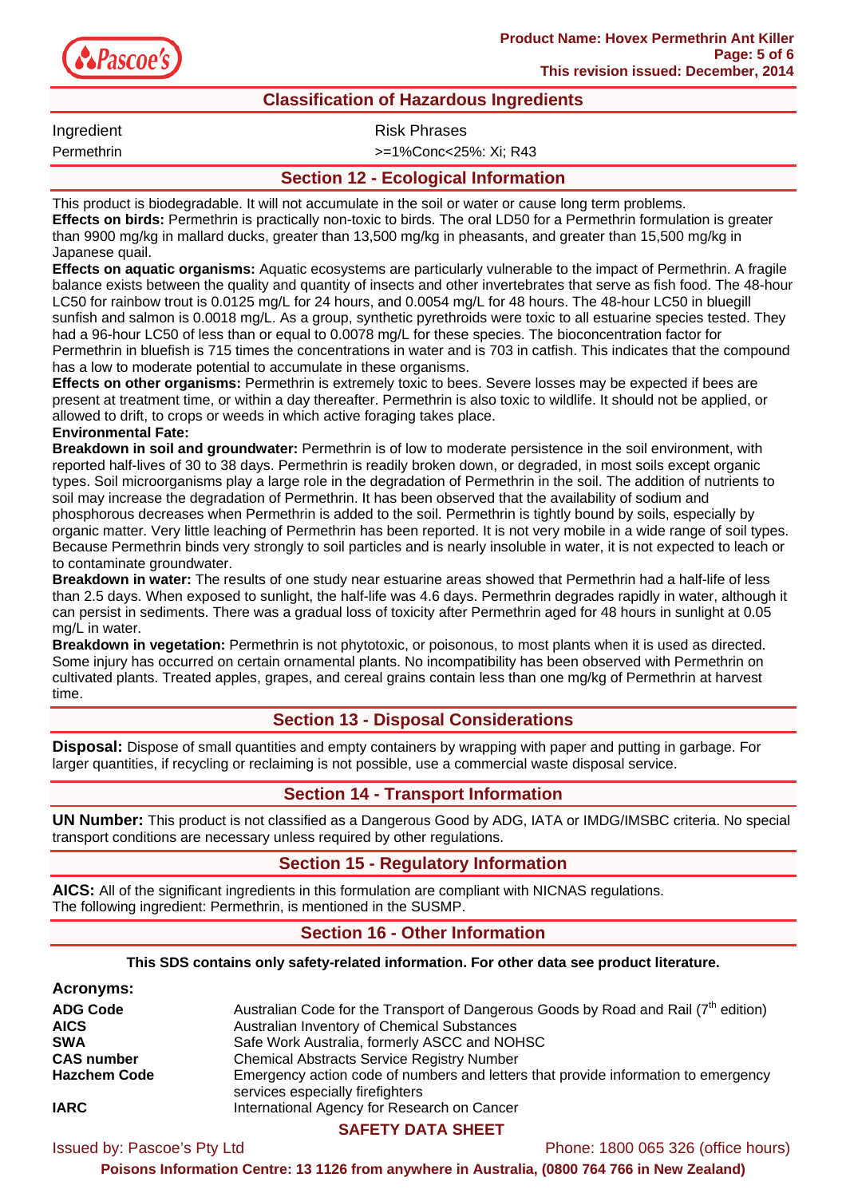## Classification of Hazardous Ingredients

| Ingredient | Risk Phrases |
| --- | --- |
| Permethrin | >=1%Conc<25%: Xi; R43 |

## Section 12 - Ecological Information

This product is biodegradable. It will not accumulate in the soil or water or cause long term problems.
**Effects on birds:** Permethrin is practically non-toxic to birds. The oral LD50 for a Permethrin formulation is greater than 9900 mg/kg in mallard ducks, greater than 13,500 mg/kg in pheasants, and greater than 15,500 mg/kg in Japanese quail.
**Effects on aquatic organisms:** Aquatic ecosystems are particularly vulnerable to the impact of Permethrin. A fragile balance exists between the quality and quantity of insects and other invertebrates that serve as fish food. The 48-hour LC50 for rainbow trout is 0.0125 mg/L for 24 hours, and 0.0054 mg/L for 48 hours. The 48-hour LC50 in bluegill sunfish and salmon is 0.0018 mg/L. As a group, synthetic pyrethroids were toxic to all estuarine species tested. They had a 96-hour LC50 of less than or equal to 0.0078 mg/L for these species. The bioconcentration factor for Permethrin in bluefish is 715 times the concentrations in water and is 703 in catfish. This indicates that the compound has a low to moderate potential to accumulate in these organisms.
**Effects on other organisms:** Permethrin is extremely toxic to bees. Severe losses may be expected if bees are present at treatment time, or within a day thereafter. Permethrin is also toxic to wildlife. It should not be applied, or allowed to drift, to crops or weeds in which active foraging takes place.
**Environmental Fate:**
**Breakdown in soil and groundwater:** Permethrin is of low to moderate persistence in the soil environment, with reported half-lives of 30 to 38 days. Permethrin is readily broken down, or degraded, in most soils except organic types. Soil microorganisms play a large role in the degradation of Permethrin in the soil. The addition of nutrients to soil may increase the degradation of Permethrin. It has been observed that the availability of sodium and phosphorous decreases when Permethrin is added to the soil. Permethrin is tightly bound by soils, especially by organic matter. Very little leaching of Permethrin has been reported. It is not very mobile in a wide range of soil types. Because Permethrin binds very strongly to soil particles and is nearly insoluble in water, it is not expected to leach or to contaminate groundwater.
**Breakdown in water:** The results of one study near estuarine areas showed that Permethrin had a half-life of less than 2.5 days. When exposed to sunlight, the half-life was 4.6 days. Permethrin degrades rapidly in water, although it can persist in sediments. There was a gradual loss of toxicity after Permethrin aged for 48 hours in sunlight at 0.05 mg/L in water.
**Breakdown in vegetation:** Permethrin is not phytotoxic, or poisonous, to most plants when it is used as directed. Some injury has occurred on certain ornamental plants. No incompatibility has been observed with Permethrin on cultivated plants. Treated apples, grapes, and cereal grains contain less than one mg/kg of Permethrin at harvest time.

## Section 13 - Disposal Considerations

**Disposal:** Dispose of small quantities and empty containers by wrapping with paper and putting in garbage. For larger quantities, if recycling or reclaiming is not possible, use a commercial waste disposal service.

## Section 14 - Transport Information

**UN Number:** This product is not classified as a Dangerous Good by ADG, IATA or IMDG/IMSBC criteria. No special transport conditions are necessary unless required by other regulations.

## Section 15 - Regulatory Information

**AICS:** All of the significant ingredients in this formulation are compliant with NICNAS regulations.
The following ingredient: Permethrin, is mentioned in the SUSMP.

## Section 16 - Other Information

**This SDS contains only safety-related information. For other data see product literature.**

**Acronyms:**

| | |
| --- | --- |
| **ADG Code** | Australian Code for the Transport of Dangerous Goods by Road and Rail (7th edition) |
| **AICS** | Australian Inventory of Chemical Substances |
| **SWA** | Safe Work Australia, formerly ASCC and NOHSC |
| **CAS number** | Chemical Abstracts Service Registry Number |
| **Hazchem Code** | Emergency action code of numbers and letters that provide information to emergency services especially firefighters |
| **IARC** | International Agency for Research on Cancer |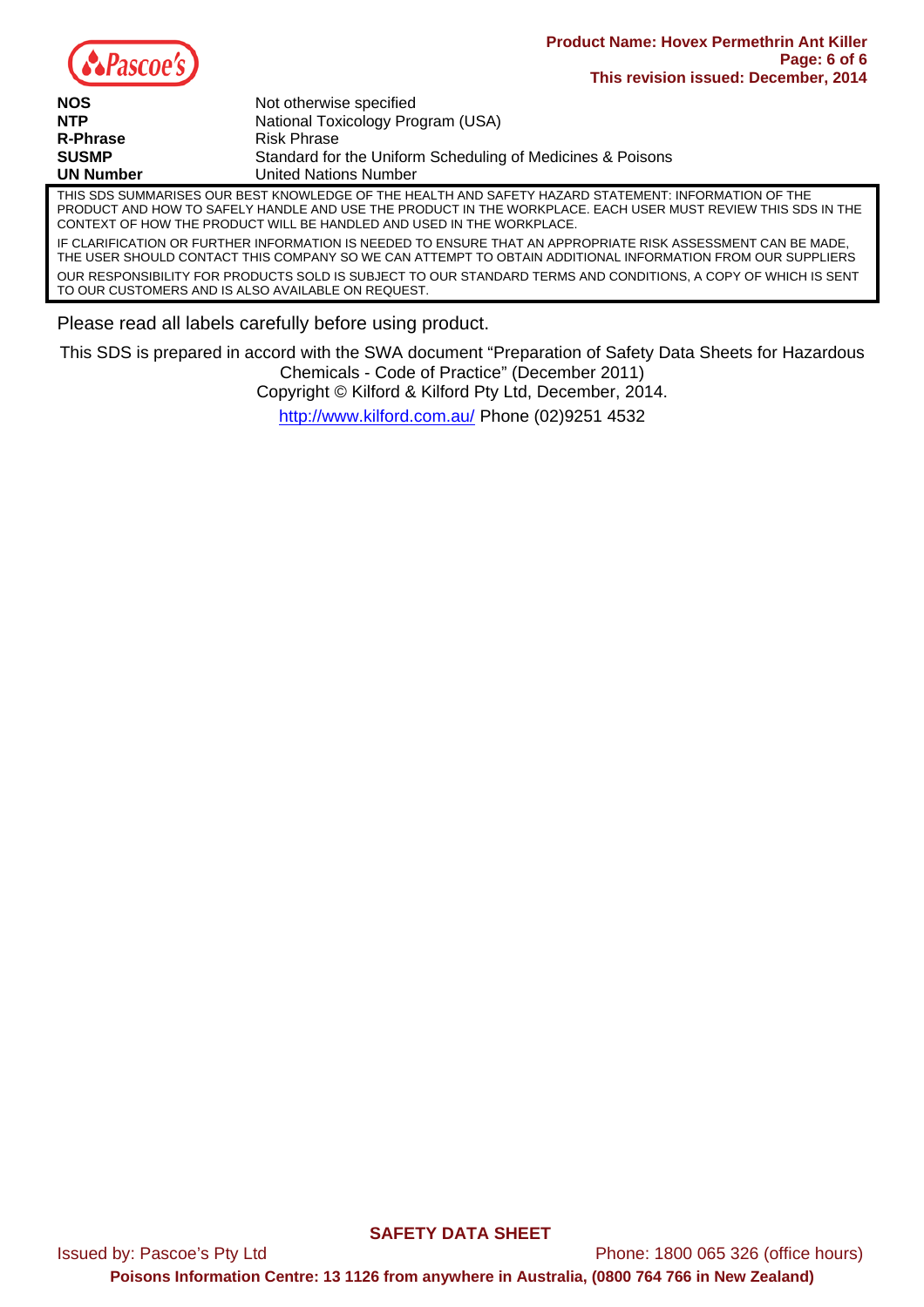| | |
|---|---|
| **NOS** | Not otherwise specified |
| **NTP** | National Toxicology Program (USA) |
| **R-Phrase** | Risk Phrase |
| **SUSMP** | Standard for the Uniform Scheduling of Medicines & Poisons |
| **UN Number** | United Nations Number |

THIS SDS SUMMARISES OUR BEST KNOWLEDGE OF THE HEALTH AND SAFETY HAZARD STATEMENT: INFORMATION OF THE PRODUCT AND HOW TO SAFELY HANDLE AND USE THE PRODUCT IN THE WORKPLACE. EACH USER MUST REVIEW THIS SDS IN THE CONTEXT OF HOW THE PRODUCT WILL BE HANDLED AND USED IN THE WORKPLACE.

IF CLARIFICATION OR FURTHER INFORMATION IS NEEDED TO ENSURE THAT AN APPROPRIATE RISK ASSESSMENT CAN BE MADE, THE USER SHOULD CONTACT THIS COMPANY SO WE CAN ATTEMPT TO OBTAIN ADDITIONAL INFORMATION FROM OUR SUPPLIERS

OUR RESPONSIBILITY FOR PRODUCTS SOLD IS SUBJECT TO OUR STANDARD TERMS AND CONDITIONS, A COPY OF WHICH IS SENT TO OUR CUSTOMERS AND IS ALSO AVAILABLE ON REQUEST.

Please read all labels carefully before using product.

This SDS is prepared in accord with the SWA document "Preparation of Safety Data Sheets for Hazardous Chemicals - Code of Practice" (December 2011)

Copyright © Kilford & Kilford Pty Ltd, December, 2014.

http://www.kilford.com.au/ Phone (02)9251 4532